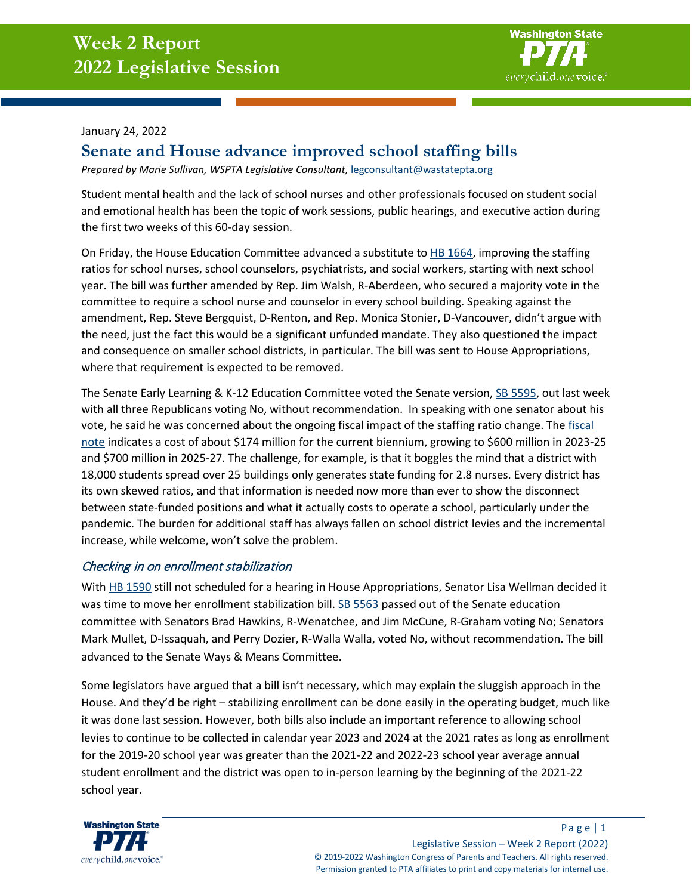# Week 2 Report
# 2022 Legislative Session

January 24, 2022

## Senate and House advance improved school staffing bills

*Prepared by Marie Sullivan, WSPTA Legislative Consultant,* legconsultant@wastatepta.org

Student mental health and the lack of school nurses and other professionals focused on student social and emotional health has been the topic of work sessions, public hearings, and executive action during the first two weeks of this 60-day session.

On Friday, the House Education Committee advanced a substitute to [HB 1664](), improving the staffing ratios for school nurses, school counselors, psychiatrists, and social workers, starting with next school year. The bill was further amended by Rep. Jim Walsh, R-Aberdeen, who secured a majority vote in the committee to require a school nurse and counselor in every school building. Speaking against the amendment, Rep. Steve Bergquist, D-Renton, and Rep. Monica Stonier, D-Vancouver, didn't argue with the need, just the fact this would be a significant unfunded mandate. They also questioned the impact and consequence on smaller school districts, in particular. The bill was sent to House Appropriations, where that requirement is expected to be removed.

The Senate Early Learning & K-12 Education Committee voted the Senate version, [SB 5595](), out last week with all three Republicans voting No, without recommendation. In speaking with one senator about his vote, he said he was concerned about the ongoing fiscal impact of the staffing ratio change. The [fiscal note]() indicates a cost of about $174 million for the current biennium, growing to $600 million in 2023-25 and $700 million in 2025-27. The challenge, for example, is that it boggles the mind that a district with 18,000 students spread over 25 buildings only generates state funding for 2.8 nurses. Every district has its own skewed ratios, and that information is needed now more than ever to show the disconnect between state-funded positions and what it actually costs to operate a school, particularly under the pandemic. The burden for additional staff has always fallen on school district levies and the incremental increase, while welcome, won't solve the problem.

### *Checking in on enrollment stabilization*

With [HB 1590]() still not scheduled for a hearing in House Appropriations, Senator Lisa Wellman decided it was time to move her enrollment stabilization bill. [SB 5563]() passed out of the Senate education committee with Senators Brad Hawkins, R-Wenatchee, and Jim McCune, R-Graham voting No; Senators Mark Mullet, D-Issaquah, and Perry Dozier, R-Walla Walla, voted No, without recommendation. The bill advanced to the Senate Ways & Means Committee.

Some legislators have argued that a bill isn't necessary, which may explain the sluggish approach in the House. And they'd be right – stabilizing enrollment can be done easily in the operating budget, much like it was done last session. However, both bills also include an important reference to allowing school levies to continue to be collected in calendar year 2023 and 2024 at the 2021 rates as long as enrollment for the 2019-20 school year was greater than the 2021-22 and 2022-23 school year average annual student enrollment and the district was open to in-person learning by the beginning of the 2021-22 school year.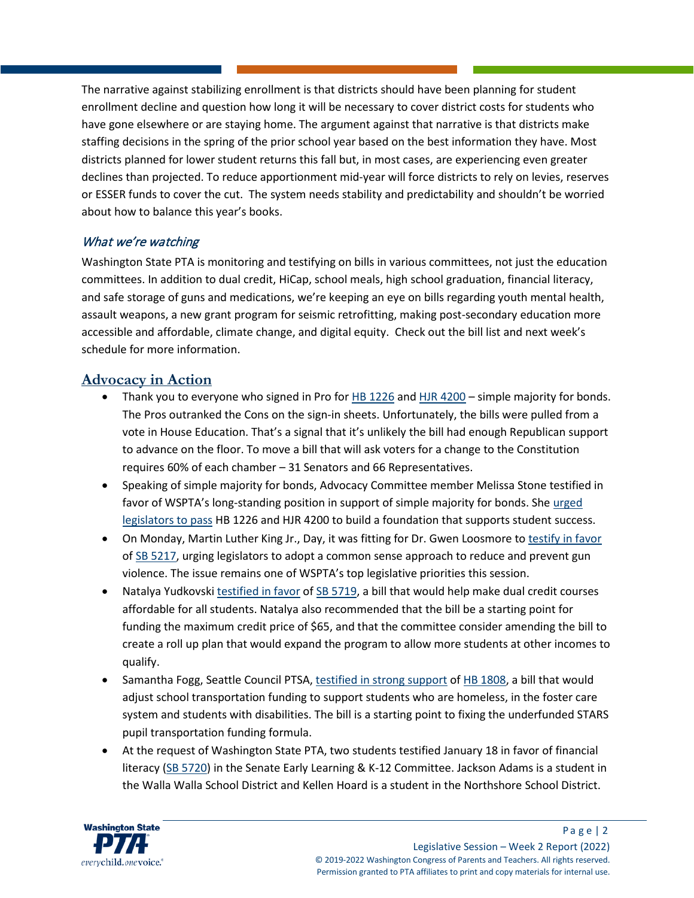The narrative against stabilizing enrollment is that districts should have been planning for student enrollment decline and question how long it will be necessary to cover district costs for students who have gone elsewhere or are staying home. The argument against that narrative is that districts make staffing decisions in the spring of the prior school year based on the best information they have. Most districts planned for lower student returns this fall but, in most cases, are experiencing even greater declines than projected. To reduce apportionment mid-year will force districts to rely on levies, reserves or ESSER funds to cover the cut. The system needs stability and predictability and shouldn't be worried about how to balance this year's books.

### *What we're watching*

Washington State PTA is monitoring and testifying on bills in various committees, not just the education committees. In addition to dual credit, HiCap, school meals, high school graduation, financial literacy, and safe storage of guns and medications, we're keeping an eye on bills regarding youth mental health, assault weapons, a new grant program for seismic retrofitting, making post-secondary education more accessible and affordable, climate change, and digital equity. Check out the bill list and next week's schedule for more information.

## Advocacy in Action

- Thank you to everyone who signed in Pro for HB 1226 and HJR 4200 – simple majority for bonds. The Pros outranked the Cons on the sign-in sheets. Unfortunately, the bills were pulled from a vote in House Education. That's a signal that it's unlikely the bill had enough Republican support to advance on the floor. To move a bill that will ask voters for a change to the Constitution requires 60% of each chamber – 31 Senators and 66 Representatives.
- Speaking of simple majority for bonds, Advocacy Committee member Melissa Stone testified in favor of WSPTA's long-standing position in support of simple majority for bonds. She urged legislators to pass HB 1226 and HJR 4200 to build a foundation that supports student success.
- On Monday, Martin Luther King Jr., Day, it was fitting for Dr. Gwen Loosmore to testify in favor of SB 5217, urging legislators to adopt a common sense approach to reduce and prevent gun violence. The issue remains one of WSPTA's top legislative priorities this session.
- Natalya Yudkovski testified in favor of SB 5719, a bill that would help make dual credit courses affordable for all students. Natalya also recommended that the bill be a starting point for funding the maximum credit price of $65, and that the committee consider amending the bill to create a roll up plan that would expand the program to allow more students at other incomes to qualify.
- Samantha Fogg, Seattle Council PTSA, testified in strong support of HB 1808, a bill that would adjust school transportation funding to support students who are homeless, in the foster care system and students with disabilities. The bill is a starting point to fixing the underfunded STARS pupil transportation funding formula.
- At the request of Washington State PTA, two students testified January 18 in favor of financial literacy (SB 5720) in the Senate Early Learning & K-12 Committee. Jackson Adams is a student in the Walla Walla School District and Kellen Hoard is a student in the Northshore School District.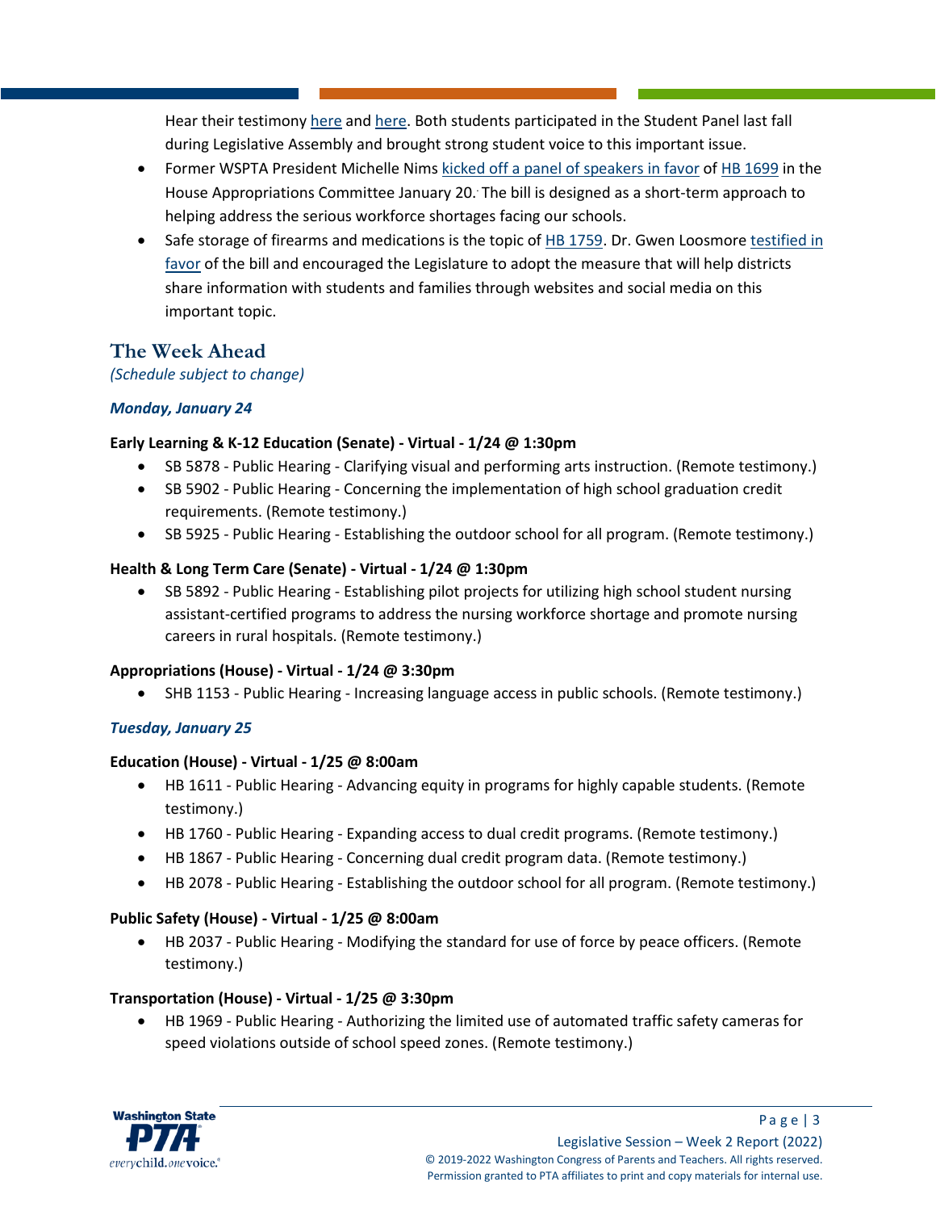Hear their testimony here and here. Both students participated in the Student Panel last fall during Legislative Assembly and brought strong student voice to this important issue.

- Former WSPTA President Michelle Nims kicked off a panel of speakers in favor of HB 1699 in the House Appropriations Committee January 20. The bill is designed as a short-term approach to helping address the serious workforce shortages facing our schools.
- Safe storage of firearms and medications is the topic of HB 1759. Dr. Gwen Loosmore testified in favor of the bill and encouraged the Legislature to adopt the measure that will help districts share information with students and families through websites and social media on this important topic.

## The Week Ahead

*(Schedule subject to change)*

***Monday, January 24***

**Early Learning & K-12 Education (Senate) - Virtual - 1/24 @ 1:30pm**

- SB 5878 - Public Hearing - Clarifying visual and performing arts instruction. (Remote testimony.)
- SB 5902 - Public Hearing - Concerning the implementation of high school graduation credit requirements. (Remote testimony.)
- SB 5925 - Public Hearing - Establishing the outdoor school for all program. (Remote testimony.)

**Health & Long Term Care (Senate) - Virtual - 1/24 @ 1:30pm**

- SB 5892 - Public Hearing - Establishing pilot projects for utilizing high school student nursing assistant-certified programs to address the nursing workforce shortage and promote nursing careers in rural hospitals. (Remote testimony.)

**Appropriations (House) - Virtual - 1/24 @ 3:30pm**

- SHB 1153 - Public Hearing - Increasing language access in public schools. (Remote testimony.)

***Tuesday, January 25***

**Education (House) - Virtual - 1/25 @ 8:00am**

- HB 1611 - Public Hearing - Advancing equity in programs for highly capable students. (Remote testimony.)
- HB 1760 - Public Hearing - Expanding access to dual credit programs. (Remote testimony.)
- HB 1867 - Public Hearing - Concerning dual credit program data. (Remote testimony.)
- HB 2078 - Public Hearing - Establishing the outdoor school for all program. (Remote testimony.)

**Public Safety (House) - Virtual - 1/25 @ 8:00am**

- HB 2037 - Public Hearing - Modifying the standard for use of force by peace officers. (Remote testimony.)

**Transportation (House) - Virtual - 1/25 @ 3:30pm**

- HB 1969 - Public Hearing - Authorizing the limited use of automated traffic safety cameras for speed violations outside of school speed zones. (Remote testimony.)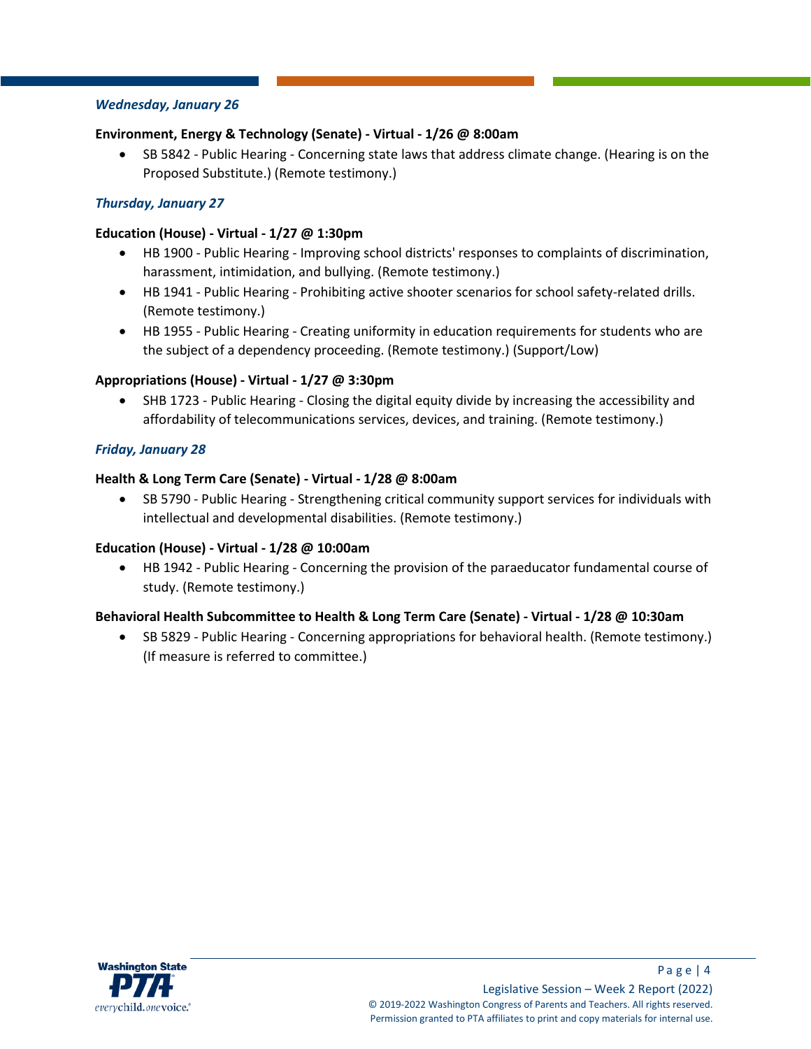*Wednesday, January 26*

**Environment, Energy & Technology (Senate) - Virtual - 1/26 @ 8:00am**

- SB 5842 - Public Hearing - Concerning state laws that address climate change. (Hearing is on the Proposed Substitute.) (Remote testimony.)

*Thursday, January 27*

**Education (House) - Virtual - 1/27 @ 1:30pm**

- HB 1900 - Public Hearing - Improving school districts' responses to complaints of discrimination, harassment, intimidation, and bullying. (Remote testimony.)
- HB 1941 - Public Hearing - Prohibiting active shooter scenarios for school safety-related drills. (Remote testimony.)
- HB 1955 - Public Hearing - Creating uniformity in education requirements for students who are the subject of a dependency proceeding. (Remote testimony.) (Support/Low)

**Appropriations (House) - Virtual - 1/27 @ 3:30pm**

- SHB 1723 - Public Hearing - Closing the digital equity divide by increasing the accessibility and affordability of telecommunications services, devices, and training. (Remote testimony.)

*Friday, January 28*

**Health & Long Term Care (Senate) - Virtual - 1/28 @ 8:00am**

- SB 5790 - Public Hearing - Strengthening critical community support services for individuals with intellectual and developmental disabilities. (Remote testimony.)

**Education (House) - Virtual - 1/28 @ 10:00am**

- HB 1942 - Public Hearing - Concerning the provision of the paraeducator fundamental course of study. (Remote testimony.)

**Behavioral Health Subcommittee to Health & Long Term Care (Senate) - Virtual - 1/28 @ 10:30am**

- SB 5829 - Public Hearing - Concerning appropriations for behavioral health. (Remote testimony.) (If measure is referred to committee.)